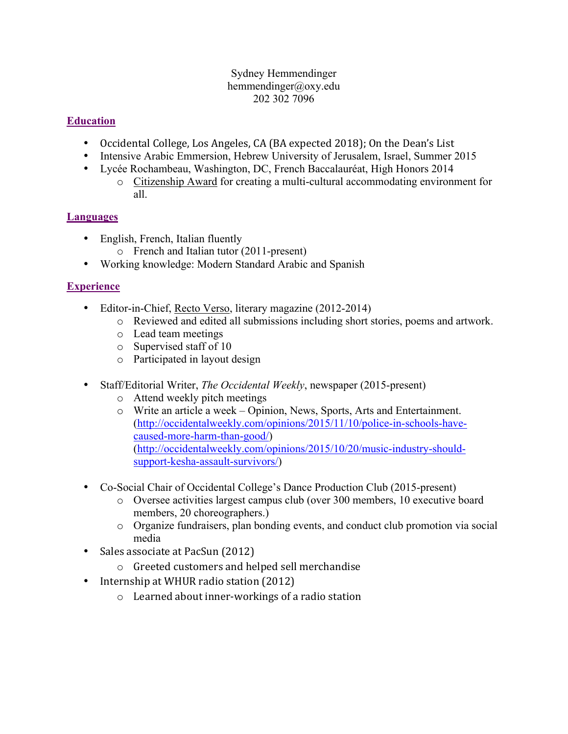Sydney Hemmendinger
hemmendinger@oxy.edu
202 302 7096

## Education

- Occidental College, Los Angeles, CA (BA expected 2018); On the Dean's List
- Intensive Arabic Emmersion, Hebrew University of Jerusalem, Israel, Summer 2015
- Lycée Rochambeau, Washington, DC, French Baccalauréat, High Honors 2014
  - Citizenship Award for creating a multi-cultural accommodating environment for all.

## Languages

- English, French, Italian fluently
  - French and Italian tutor (2011-present)
- Working knowledge: Modern Standard Arabic and Spanish

## Experience

- Editor-in-Chief, Recto Verso, literary magazine (2012-2014)
  - Reviewed and edited all submissions including short stories, poems and artwork.
  - Lead team meetings
  - Supervised staff of 10
  - Participated in layout design

- Staff/Editorial Writer, *The Occidental Weekly*, newspaper (2015-present)
  - Attend weekly pitch meetings
  - Write an article a week – Opinion, News, Sports, Arts and Entertainment. (http://occidentalweekly.com/opinions/2015/11/10/police-in-schools-have-caused-more-harm-than-good/) (http://occidentalweekly.com/opinions/2015/10/20/music-industry-should-support-kesha-assault-survivors/)

- Co-Social Chair of Occidental College's Dance Production Club (2015-present)
  - Oversee activities largest campus club (over 300 members, 10 executive board members, 20 choreographers.)
  - Organize fundraisers, plan bonding events, and conduct club promotion via social media
- Sales associate at PacSun (2012)
  - Greeted customers and helped sell merchandise
- Internship at WHUR radio station (2012)
  - Learned about inner-workings of a radio station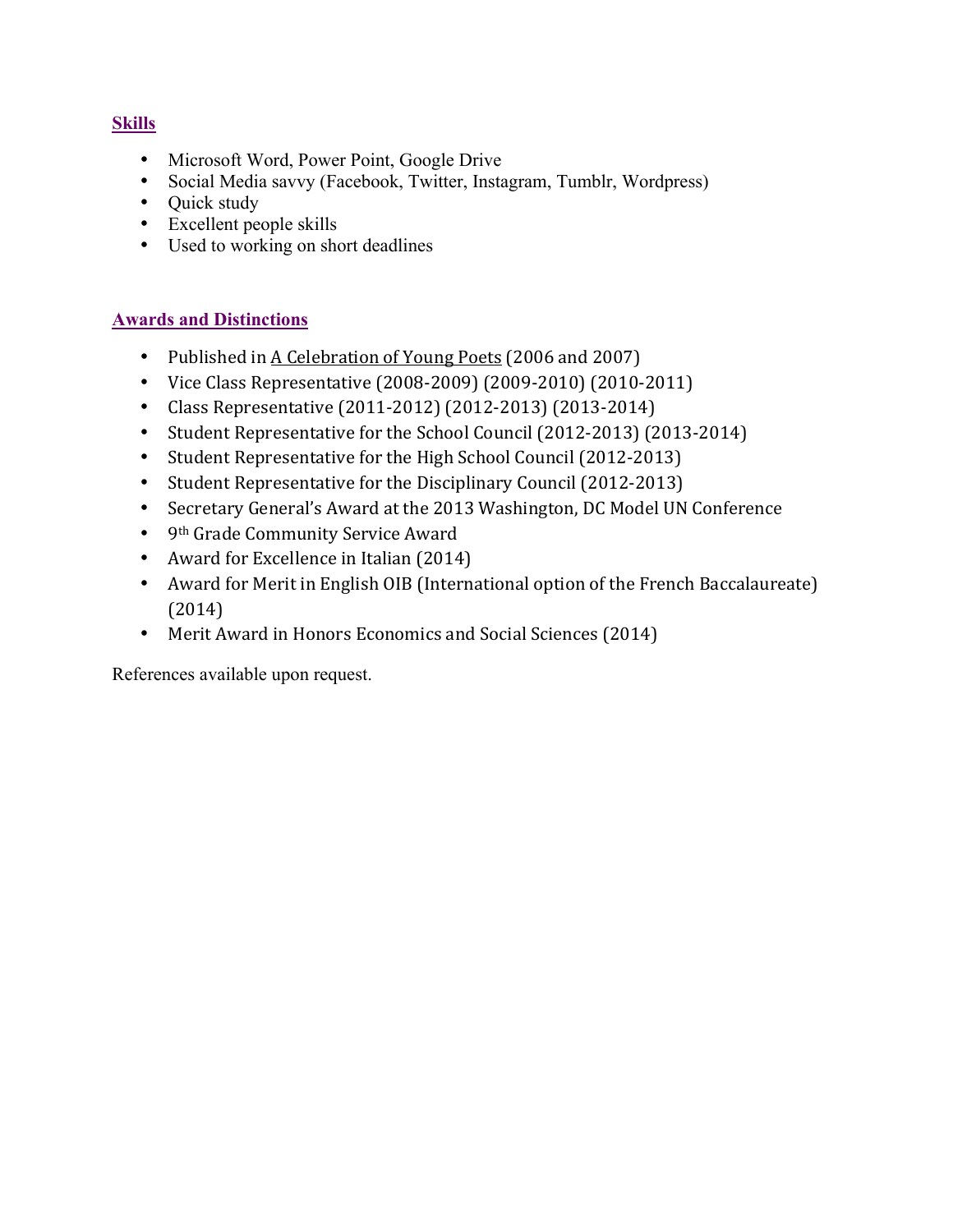## Skills

- Microsoft Word, Power Point, Google Drive
- Social Media savvy (Facebook, Twitter, Instagram, Tumblr, Wordpress)
- Quick study
- Excellent people skills
- Used to working on short deadlines

## Awards and Distinctions

- Published in A Celebration of Young Poets (2006 and 2007)
- Vice Class Representative (2008-2009) (2009-2010) (2010-2011)
- Class Representative (2011-2012) (2012-2013) (2013-2014)
- Student Representative for the School Council (2012-2013) (2013-2014)
- Student Representative for the High School Council (2012-2013)
- Student Representative for the Disciplinary Council (2012-2013)
- Secretary General's Award at the 2013 Washington, DC Model UN Conference
- 9th Grade Community Service Award
- Award for Excellence in Italian (2014)
- Award for Merit in English OIB (International option of the French Baccalaureate) (2014)
- Merit Award in Honors Economics and Social Sciences (2014)

References available upon request.